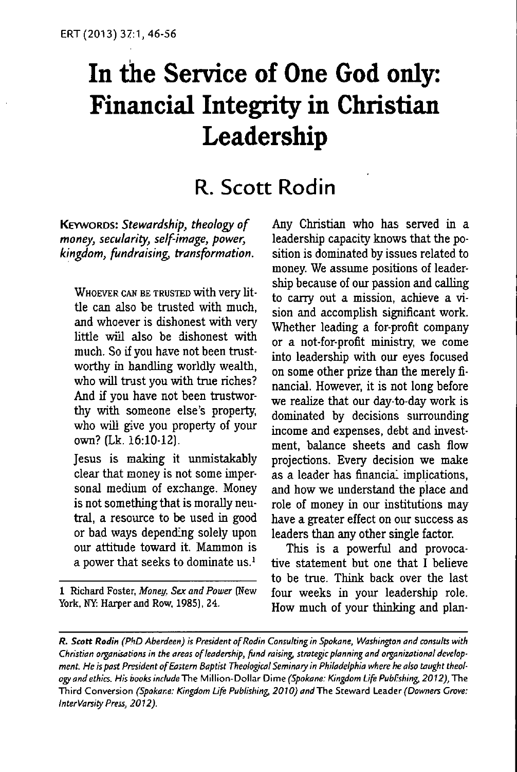# In the Service of One God only: Financial Integrity in Christian Leadership

## R. Scott Rodin

**Keywords:** *Stewardship, theology of money, secularity, self-image, power, kingdom, fundraising, transformation.*

> Whoever can be trusted with very little can also be trusted with much, and whoever is dishonest with very little will also be dishonest with much. So if you have not been trustworthy in handling worldly wealth, who will trust you with true riches? And if you have not been trustworthy with someone else's property, who will give you property of your own? (Lk. 16:10-12).
>
> Jesus is making it unmistakably clear that money is not some impersonal medium of exchange. Money is not something that is morally neutral, a resource to be used in good or bad ways depending solely upon our attitude toward it. Mammon is a power that seeks to dominate us.[1]

Any Christian who has served in a leadership capacity knows that the position is dominated by issues related to money. We assume positions of leadership because of our passion and calling to carry out a mission, achieve a vision and accomplish significant work. Whether leading a for-profit company or a not-for-profit ministry, we come into leadership with our eyes focused on some other prize than the merely financial. However, it is not long before we realize that our day-to-day work is dominated by decisions surrounding income and expenses, debt and investment, balance sheets and cash flow projections. Every decision we make as a leader has financial implications, and how we understand the place and role of money in our institutions may have a greater effect on our success as leaders than any other single factor.

This is a powerful and provocative statement but one that I believe to be true. Think back over the last four weeks in your leadership role. How much of your thinking and plan-

---

1 Richard Foster, *Money, Sex and Power* (New York, NY: Harper and Row, 1985), 24.

*R. Scott Rodin (PhD Aberdeen) is President of Rodin Consulting in Spokane, Washington and consults with Christian organisations in the areas of leadership, fund raising, strategic planning and organizational development. He is past President of Eastern Baptist Theological Seminary in Philadelphia where he also taught theology and ethics. His books include* The Million-Dollar Dime *(Spokane: Kingdom Life Publishing, 2012),* The Third Conversion *(Spokane: Kingdom Life Publishing, 2010) and* The Steward Leader *(Downers Grove: InterVarsity Press, 2012).*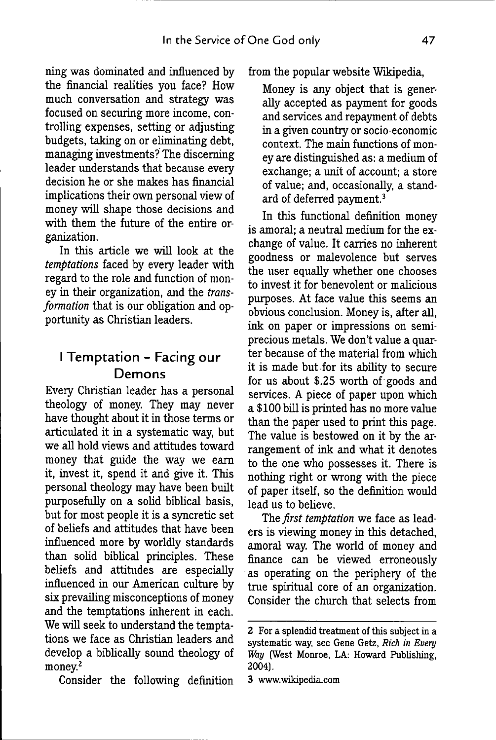ning was dominated and influenced by the financial realities you face? How much conversation and strategy was focused on securing more income, controlling expenses, setting or adjusting budgets, taking on or eliminating debt, managing investments? The discerning leader understands that because every decision he or she makes has financial implications their own personal view of money will shape those decisions and with them the future of the entire organization.

In this article we will look at the *temptations* faced by every leader with regard to the role and function of money in their organization, and the *transformation* that is our obligation and opportunity as Christian leaders.

## I Temptation – Facing our Demons

Every Christian leader has a personal theology of money. They may never have thought about it in those terms or articulated it in a systematic way, but we all hold views and attitudes toward money that guide the way we earn it, invest it, spend it and give it. This personal theology may have been built purposefully on a solid biblical basis, but for most people it is a syncretic set of beliefs and attitudes that have been influenced more by worldly standards than solid biblical principles. These beliefs and attitudes are especially influenced in our American culture by six prevailing misconceptions of money and the temptations inherent in each. We will seek to understand the temptations we face as Christian leaders and develop a biblically sound theology of money.[2]

Consider the following definition from the popular website Wikipedia,

> Money is any object that is generally accepted as payment for goods and services and repayment of debts in a given country or socio-economic context. The main functions of money are distinguished as: a medium of exchange; a unit of account; a store of value; and, occasionally, a standard of deferred payment.[3]

In this functional definition money is amoral; a neutral medium for the exchange of value. It carries no inherent goodness or malevolence but serves the user equally whether one chooses to invest it for benevolent or malicious purposes. At face value this seems an obvious conclusion. Money is, after all, ink on paper or impressions on semi-precious metals. We don't value a quarter because of the material from which it is made but for its ability to secure for us about $.25 worth of goods and services. A piece of paper upon which a $100 bill is printed has no more value than the paper used to print this page. The value is bestowed on it by the arrangement of ink and what it denotes to the one who possesses it. There is nothing right or wrong with the piece of paper itself, so the definition would lead us to believe.

The *first temptation* we face as leaders is viewing money in this detached, amoral way. The world of money and finance can be viewed erroneously as operating on the periphery of the true spiritual core of an organization. Consider the church that selects from

---

2 For a splendid treatment of this subject in a systematic way, see Gene Getz, *Rich in Every Way* (West Monroe, LA: Howard Publishing, 2004).

3 www.wikipedia.com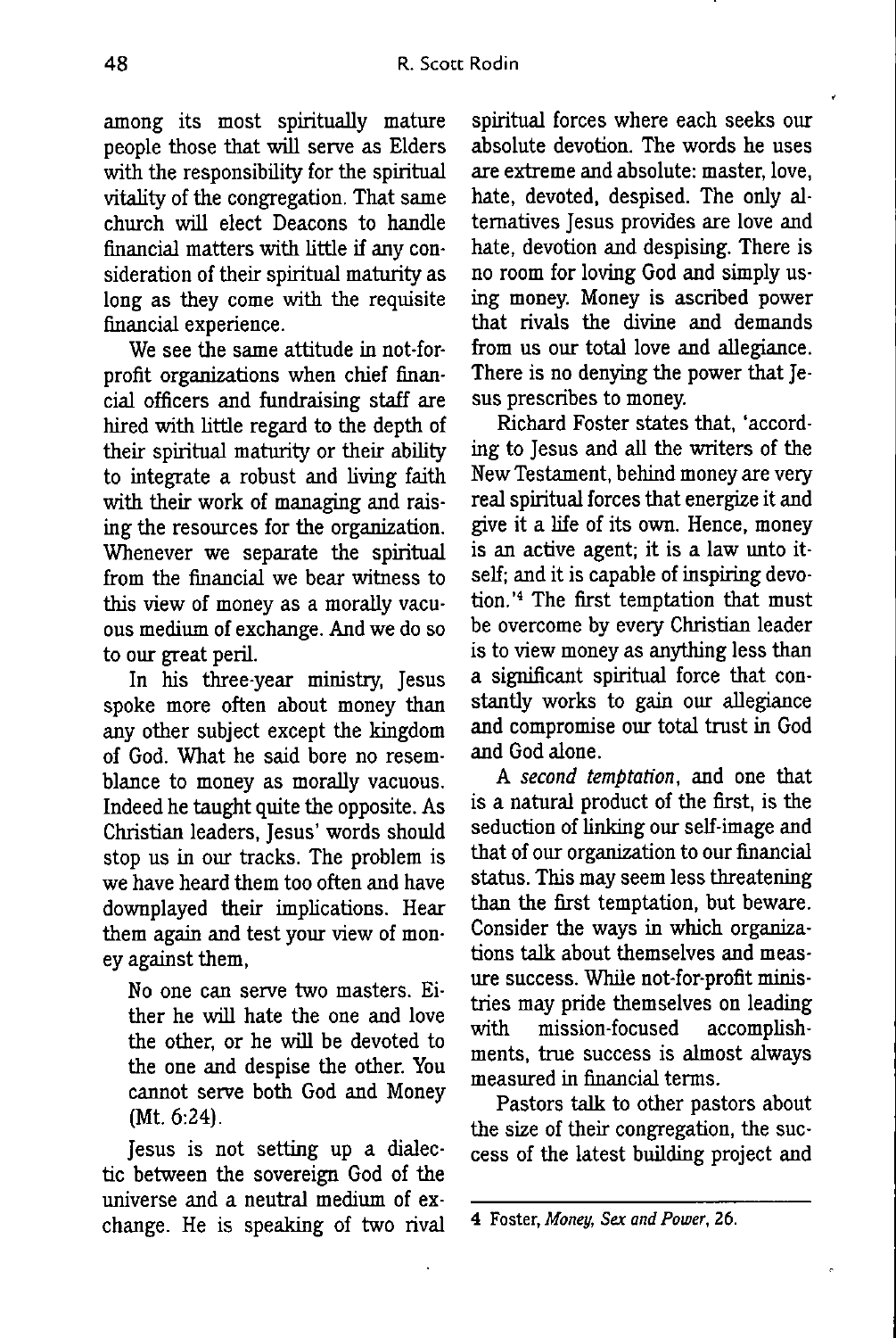among its most spiritually mature people those that will serve as Elders with the responsibility for the spiritual vitality of the congregation. That same church will elect Deacons to handle financial matters with little if any consideration of their spiritual maturity as long as they come with the requisite financial experience.

We see the same attitude in not-for-profit organizations when chief financial officers and fundraising staff are hired with little regard to the depth of their spiritual maturity or their ability to integrate a robust and living faith with their work of managing and raising the resources for the organization. Whenever we separate the spiritual from the financial we bear witness to this view of money as a morally vacuous medium of exchange. And we do so to our great peril.

In his three-year ministry, Jesus spoke more often about money than any other subject except the kingdom of God. What he said bore no resemblance to money as morally vacuous. Indeed he taught quite the opposite. As Christian leaders, Jesus' words should stop us in our tracks. The problem is we have heard them too often and have downplayed their implications. Hear them again and test your view of money against them,

> No one can serve two masters. Either he will hate the one and love the other, or he will be devoted to the one and despise the other. You cannot serve both God and Money (Mt. 6:24).

Jesus is not setting up a dialectic between the sovereign God of the universe and a neutral medium of exchange. He is speaking of two rival spiritual forces where each seeks our absolute devotion. The words he uses are extreme and absolute: master, love, hate, devoted, despised. The only alternatives Jesus provides are love and hate, devotion and despising. There is no room for loving God and simply using money. Money is ascribed power that rivals the divine and demands from us our total love and allegiance. There is no denying the power that Jesus prescribes to money.

Richard Foster states that, 'according to Jesus and all the writers of the New Testament, behind money are very real spiritual forces that energize it and give it a life of its own. Hence, money is an active agent; it is a law unto itself; and it is capable of inspiring devotion.'[4] The first temptation that must be overcome by every Christian leader is to view money as anything less than a significant spiritual force that constantly works to gain our allegiance and compromise our total trust in God and God alone.

A *second temptation*, and one that is a natural product of the first, is the seduction of linking our self-image and that of our organization to our financial status. This may seem less threatening than the first temptation, but beware. Consider the ways in which organizations talk about themselves and measure success. While not-for-profit ministries may pride themselves on leading with mission-focused accomplishments, true success is almost always measured in financial terms.

Pastors talk to other pastors about the size of their congregation, the success of the latest building project and

---

4 Foster, *Money, Sex and Power*, 26.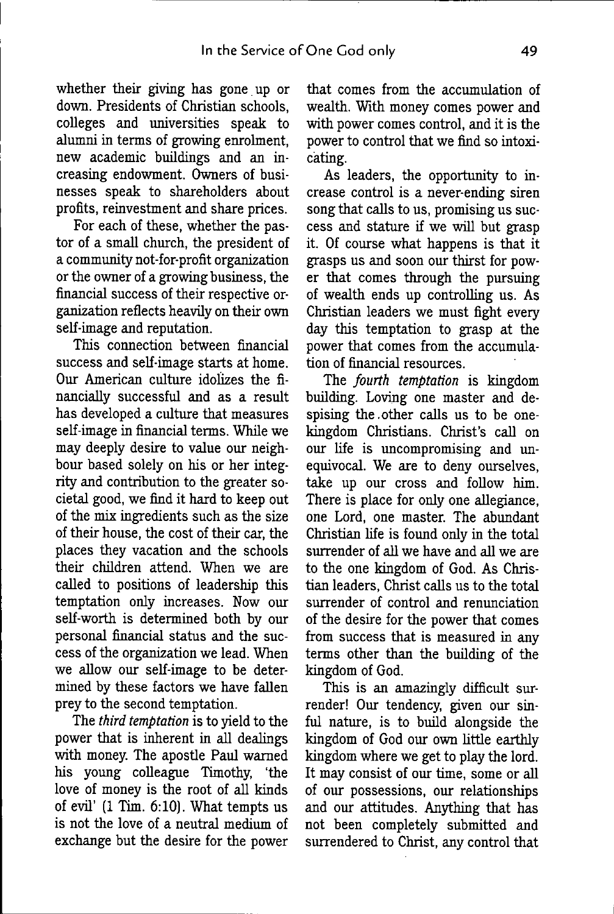whether their giving has gone up or down. Presidents of Christian schools, colleges and universities speak to alumni in terms of growing enrolment, new academic buildings and an increasing endowment. Owners of businesses speak to shareholders about profits, reinvestment and share prices.

For each of these, whether the pastor of a small church, the president of a community not-for-profit organization or the owner of a growing business, the financial success of their respective organization reflects heavily on their own self-image and reputation.

This connection between financial success and self-image starts at home. Our American culture idolizes the financially successful and as a result has developed a culture that measures self-image in financial terms. While we may deeply desire to value our neighbour based solely on his or her integrity and contribution to the greater societal good, we find it hard to keep out of the mix ingredients such as the size of their house, the cost of their car, the places they vacation and the schools their children attend. When we are called to positions of leadership this temptation only increases. Now our self-worth is determined both by our personal financial status and the success of the organization we lead. When we allow our self-image to be determined by these factors we have fallen prey to the second temptation.

The *third temptation* is to yield to the power that is inherent in all dealings with money. The apostle Paul warned his young colleague Timothy, 'the love of money is the root of all kinds of evil' (1 Tim. 6:10). What tempts us is not the love of a neutral medium of exchange but the desire for the power that comes from the accumulation of wealth. With money comes power and with power comes control, and it is the power to control that we find so intoxicating.

As leaders, the opportunity to increase control is a never-ending siren song that calls to us, promising us success and stature if we will but grasp it. Of course what happens is that it grasps us and soon our thirst for power that comes through the pursuing of wealth ends up controlling us. As Christian leaders we must fight every day this temptation to grasp at the power that comes from the accumulation of financial resources.

The *fourth temptation* is kingdom building. Loving one master and despising the other calls us to be one-kingdom Christians. Christ's call on our life is uncompromising and unequivocal. We are to deny ourselves, take up our cross and follow him. There is place for only one allegiance, one Lord, one master. The abundant Christian life is found only in the total surrender of all we have and all we are to the one kingdom of God. As Christian leaders, Christ calls us to the total surrender of control and renunciation of the desire for the power that comes from success that is measured in any terms other than the building of the kingdom of God.

This is an amazingly difficult surrender! Our tendency, given our sinful nature, is to build alongside the kingdom of God our own little earthly kingdom where we get to play the lord. It may consist of our time, some or all of our possessions, our relationships and our attitudes. Anything that has not been completely submitted and surrendered to Christ, any control that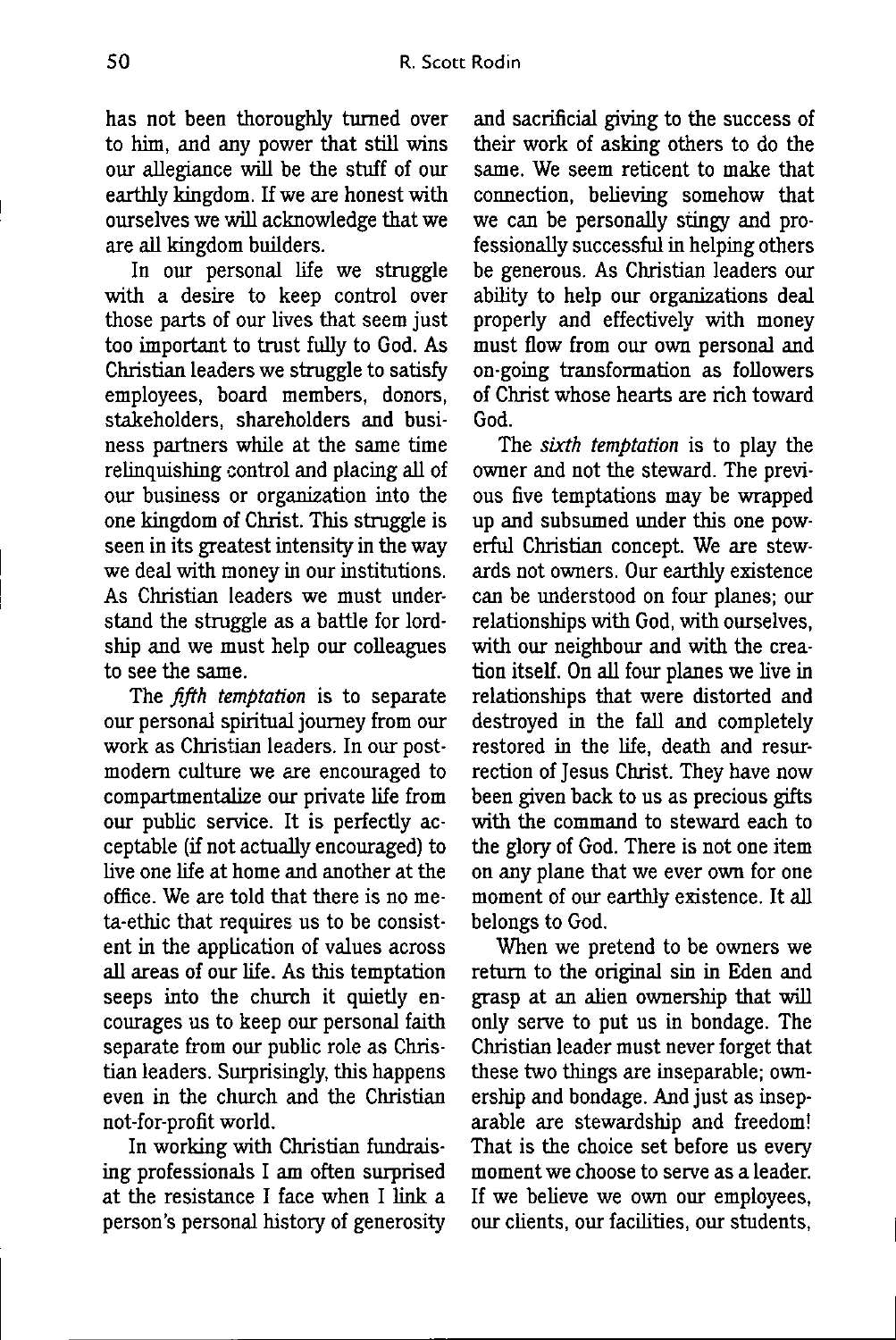has not been thoroughly turned over to him, and any power that still wins our allegiance will be the stuff of our earthly kingdom. If we are honest with ourselves we will acknowledge that we are all kingdom builders.

In our personal life we struggle with a desire to keep control over those parts of our lives that seem just too important to trust fully to God. As Christian leaders we struggle to satisfy employees, board members, donors, stakeholders, shareholders and business partners while at the same time relinquishing control and placing all of our business or organization into the one kingdom of Christ. This struggle is seen in its greatest intensity in the way we deal with money in our institutions. As Christian leaders we must understand the struggle as a battle for lordship and we must help our colleagues to see the same.

The *fifth temptation* is to separate our personal spiritual journey from our work as Christian leaders. In our postmodern culture we are encouraged to compartmentalize our private life from our public service. It is perfectly acceptable (if not actually encouraged) to live one life at home and another at the office. We are told that there is no meta-ethic that requires us to be consistent in the application of values across all areas of our life. As this temptation seeps into the church it quietly encourages us to keep our personal faith separate from our public role as Christian leaders. Surprisingly, this happens even in the church and the Christian not-for-profit world.

In working with Christian fundraising professionals I am often surprised at the resistance I face when I link a person's personal history of generosity and sacrificial giving to the success of their work of asking others to do the same. We seem reticent to make that connection, believing somehow that we can be personally stingy and professionally successful in helping others be generous. As Christian leaders our ability to help our organizations deal properly and effectively with money must flow from our own personal and on-going transformation as followers of Christ whose hearts are rich toward God.

The *sixth temptation* is to play the owner and not the steward. The previous five temptations may be wrapped up and subsumed under this one powerful Christian concept. We are stewards not owners. Our earthly existence can be understood on four planes; our relationships with God, with ourselves, with our neighbour and with the creation itself. On all four planes we live in relationships that were distorted and destroyed in the fall and completely restored in the life, death and resurrection of Jesus Christ. They have now been given back to us as precious gifts with the command to steward each to the glory of God. There is not one item on any plane that we ever own for one moment of our earthly existence. It all belongs to God.

When we pretend to be owners we return to the original sin in Eden and grasp at an alien ownership that will only serve to put us in bondage. The Christian leader must never forget that these two things are inseparable; ownership and bondage. And just as inseparable are stewardship and freedom! That is the choice set before us every moment we choose to serve as a leader. If we believe we own our employees, our clients, our facilities, our students,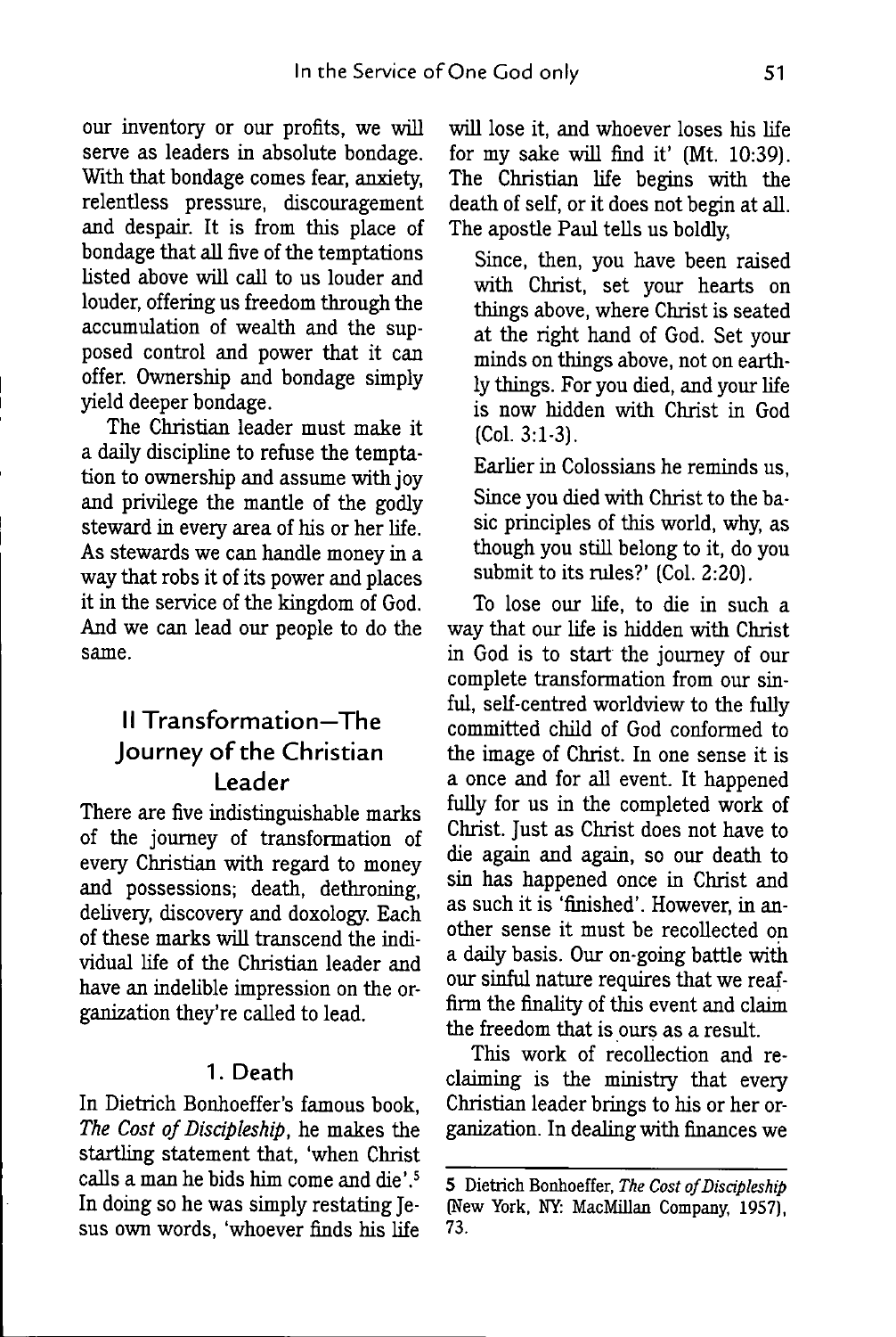our inventory or our profits, we will serve as leaders in absolute bondage. With that bondage comes fear, anxiety, relentless pressure, discouragement and despair. It is from this place of bondage that all five of the temptations listed above will call to us louder and louder, offering us freedom through the accumulation of wealth and the supposed control and power that it can offer. Ownership and bondage simply yield deeper bondage.

The Christian leader must make it a daily discipline to refuse the temptation to ownership and assume with joy and privilege the mantle of the godly steward in every area of his or her life. As stewards we can handle money in a way that robs it of its power and places it in the service of the kingdom of God. And we can lead our people to do the same.

## II Transformation—The Journey of the Christian Leader

There are five indistinguishable marks of the journey of transformation of every Christian with regard to money and possessions; death, dethroning, delivery, discovery and doxology. Each of these marks will transcend the individual life of the Christian leader and have an indelible impression on the organization they're called to lead.

### 1. Death

In Dietrich Bonhoeffer's famous book, *The Cost of Discipleship*, he makes the startling statement that, 'when Christ calls a man he bids him come and die'.[5] In doing so he was simply restating Jesus own words, 'whoever finds his life will lose it, and whoever loses his life for my sake will find it' (Mt. 10:39). The Christian life begins with the death of self, or it does not begin at all. The apostle Paul tells us boldly,

> Since, then, you have been raised with Christ, set your hearts on things above, where Christ is seated at the right hand of God. Set your minds on things above, not on earthly things. For you died, and your life is now hidden with Christ in God (Col. 3:1-3).

Earlier in Colossians he reminds us,

> Since you died with Christ to the basic principles of this world, why, as though you still belong to it, do you submit to its rules?' (Col. 2:20).

To lose our life, to die in such a way that our life is hidden with Christ in God is to start the journey of our complete transformation from our sinful, self-centred worldview to the fully committed child of God conformed to the image of Christ. In one sense it is a once and for all event. It happened fully for us in the completed work of Christ. Just as Christ does not have to die again and again, so our death to sin has happened once in Christ and as such it is 'finished'. However, in another sense it must be recollected on a daily basis. Our on-going battle with our sinful nature requires that we reaffirm the finality of this event and claim the freedom that is ours as a result.

This work of recollection and reclaiming is the ministry that every Christian leader brings to his or her organization. In dealing with finances we

---

5 Dietrich Bonhoeffer, *The Cost of Discipleship* (New York, NY: MacMillan Company, 1957), 73.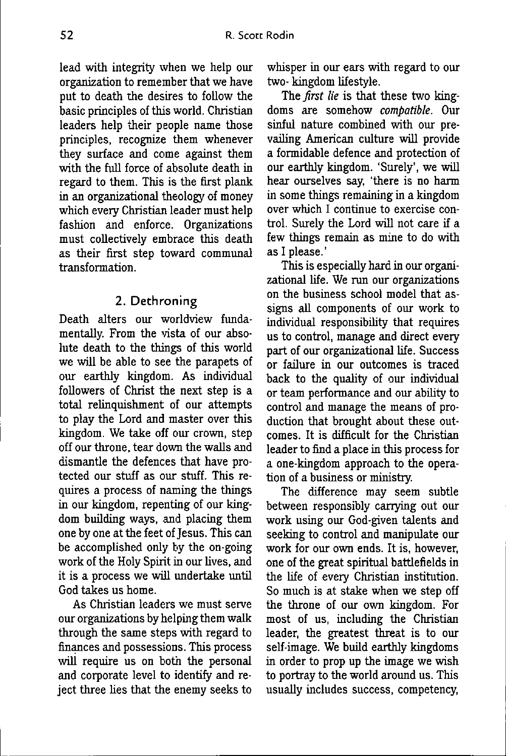lead with integrity when we help our organization to remember that we have put to death the desires to follow the basic principles of this world. Christian leaders help their people name those principles, recognize them whenever they surface and come against them with the full force of absolute death in regard to them. This is the first plank in an organizational theology of money which every Christian leader must help fashion and enforce. Organizations must collectively embrace this death as their first step toward communal transformation.

## 2. Dethroning

Death alters our worldview fundamentally. From the vista of our absolute death to the things of this world we will be able to see the parapets of our earthly kingdom. As individual followers of Christ the next step is a total relinquishment of our attempts to play the Lord and master over this kingdom. We take off our crown, step off our throne, tear down the walls and dismantle the defences that have protected our stuff as our stuff. This requires a process of naming the things in our kingdom, repenting of our kingdom building ways, and placing them one by one at the feet of Jesus. This can be accomplished only by the on-going work of the Holy Spirit in our lives, and it is a process we will undertake until God takes us home.

As Christian leaders we must serve our organizations by helping them walk through the same steps with regard to finances and possessions. This process will require us on both the personal and corporate level to identify and reject three lies that the enemy seeks to whisper in our ears with regard to our two- kingdom lifestyle.

The *first lie* is that these two kingdoms are somehow *compatible*. Our sinful nature combined with our prevailing American culture will provide a formidable defence and protection of our earthly kingdom. 'Surely', we will hear ourselves say, 'there is no harm in some things remaining in a kingdom over which I continue to exercise control. Surely the Lord will not care if a few things remain as mine to do with as I please.'

This is especially hard in our organizational life. We run our organizations on the business school model that assigns all components of our work to individual responsibility that requires us to control, manage and direct every part of our organizational life. Success or failure in our outcomes is traced back to the quality of our individual or team performance and our ability to control and manage the means of production that brought about these outcomes. It is difficult for the Christian leader to find a place in this process for a one-kingdom approach to the operation of a business or ministry.

The difference may seem subtle between responsibly carrying out our work using our God-given talents and seeking to control and manipulate our work for our own ends. It is, however, one of the great spiritual battlefields in the life of every Christian institution. So much is at stake when we step off the throne of our own kingdom. For most of us, including the Christian leader, the greatest threat is to our self-image. We build earthly kingdoms in order to prop up the image we wish to portray to the world around us. This usually includes success, competency,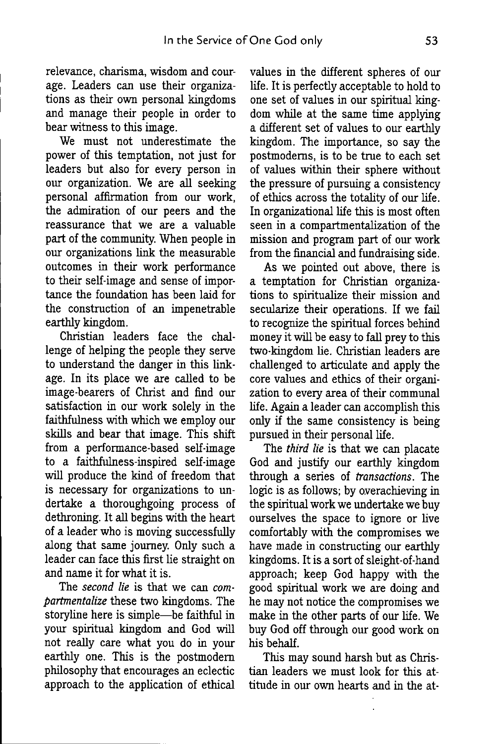relevance, charisma, wisdom and courage. Leaders can use their organizations as their own personal kingdoms and manage their people in order to bear witness to this image.

We must not underestimate the power of this temptation, not just for leaders but also for every person in our organization. We are all seeking personal affirmation from our work, the admiration of our peers and the reassurance that we are a valuable part of the community. When people in our organizations link the measurable outcomes in their work performance to their self-image and sense of importance the foundation has been laid for the construction of an impenetrable earthly kingdom.

Christian leaders face the challenge of helping the people they serve to understand the danger in this linkage. In its place we are called to be image-bearers of Christ and find our satisfaction in our work solely in the faithfulness with which we employ our skills and bear that image. This shift from a performance-based self-image to a faithfulness-inspired self-image will produce the kind of freedom that is necessary for organizations to undertake a thoroughgoing process of dethroning. It all begins with the heart of a leader who is moving successfully along that same journey. Only such a leader can face this first lie straight on and name it for what it is.

The *second lie* is that we can *compartmentalize* these two kingdoms. The storyline here is simple—be faithful in your spiritual kingdom and God will not really care what you do in your earthly one. This is the postmodern philosophy that encourages an eclectic approach to the application of ethical values in the different spheres of our life. It is perfectly acceptable to hold to one set of values in our spiritual kingdom while at the same time applying a different set of values to our earthly kingdom. The importance, so say the postmoderns, is to be true to each set of values within their sphere without the pressure of pursuing a consistency of ethics across the totality of our life. In organizational life this is most often seen in a compartmentalization of the mission and program part of our work from the financial and fundraising side.

As we pointed out above, there is a temptation for Christian organizations to spiritualize their mission and secularize their operations. If we fail to recognize the spiritual forces behind money it will be easy to fall prey to this two-kingdom lie. Christian leaders are challenged to articulate and apply the core values and ethics of their organization to every area of their communal life. Again a leader can accomplish this only if the same consistency is being pursued in their personal life.

The *third lie* is that we can placate God and justify our earthly kingdom through a series of *transactions*. The logic is as follows; by overachieving in the spiritual work we undertake we buy ourselves the space to ignore or live comfortably with the compromises we have made in constructing our earthly kingdoms. It is a sort of sleight-of-hand approach; keep God happy with the good spiritual work we are doing and he may not notice the compromises we make in the other parts of our life. We buy God off through our good work on his behalf.

This may sound harsh but as Christian leaders we must look for this attitude in our own hearts and in the at-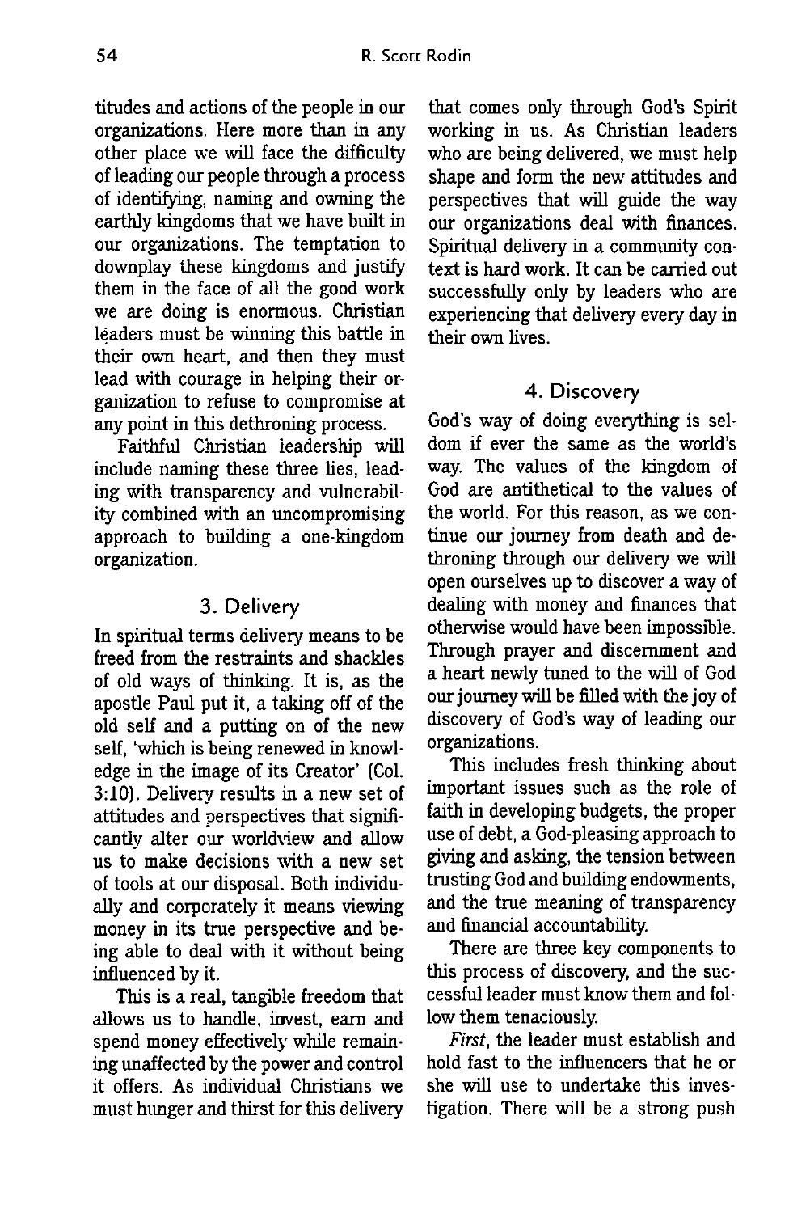titudes and actions of the people in our organizations. Here more than in any other place we will face the difficulty of leading our people through a process of identifying, naming and owning the earthly kingdoms that we have built in our organizations. The temptation to downplay these kingdoms and justify them in the face of all the good work we are doing is enormous. Christian leaders must be winning this battle in their own heart, and then they must lead with courage in helping their organization to refuse to compromise at any point in this dethroning process.

Faithful Christian leadership will include naming these three lies, leading with transparency and vulnerability combined with an uncompromising approach to building a one-kingdom organization.

### 3. Delivery

In spiritual terms delivery means to be freed from the restraints and shackles of old ways of thinking. It is, as the apostle Paul put it, a taking off of the old self and a putting on of the new self, 'which is being renewed in knowledge in the image of its Creator' (Col. 3:10). Delivery results in a new set of attitudes and perspectives that significantly alter our worldview and allow us to make decisions with a new set of tools at our disposal. Both individually and corporately it means viewing money in its true perspective and being able to deal with it without being influenced by it.

This is a real, tangible freedom that allows us to handle, invest, earn and spend money effectively while remaining unaffected by the power and control it offers. As individual Christians we must hunger and thirst for this delivery that comes only through God's Spirit working in us. As Christian leaders who are being delivered, we must help shape and form the new attitudes and perspectives that will guide the way our organizations deal with finances. Spiritual delivery in a community context is hard work. It can be carried out successfully only by leaders who are experiencing that delivery every day in their own lives.

### 4. Discovery

God's way of doing everything is seldom if ever the same as the world's way. The values of the kingdom of God are antithetical to the values of the world. For this reason, as we continue our journey from death and dethroning through our delivery we will open ourselves up to discover a way of dealing with money and finances that otherwise would have been impossible. Through prayer and discernment and a heart newly tuned to the will of God our journey will be filled with the joy of discovery of God's way of leading our organizations.

This includes fresh thinking about important issues such as the role of faith in developing budgets, the proper use of debt, a God-pleasing approach to giving and asking, the tension between trusting God and building endowments, and the true meaning of transparency and financial accountability.

There are three key components to this process of discovery, and the successful leader must know them and follow them tenaciously.

*First*, the leader must establish and hold fast to the influencers that he or she will use to undertake this investigation. There will be a strong push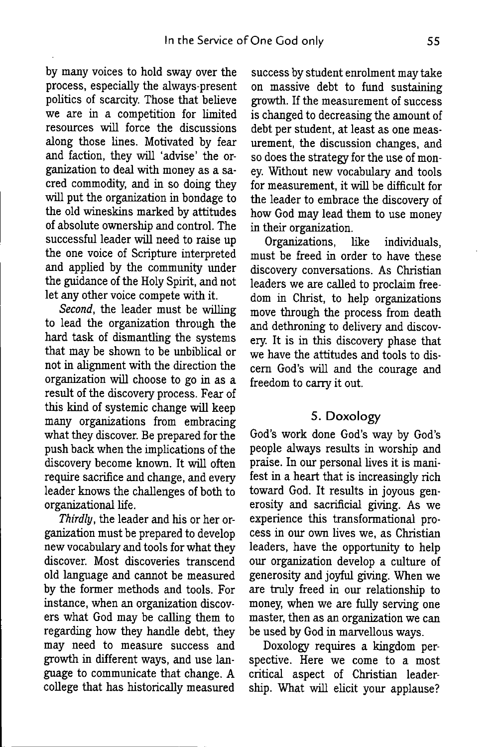by many voices to hold sway over the process, especially the always-present politics of scarcity. Those that believe we are in a competition for limited resources will force the discussions along those lines. Motivated by fear and faction, they will 'advise' the organization to deal with money as a sacred commodity, and in so doing they will put the organization in bondage to the old wineskins marked by attitudes of absolute ownership and control. The successful leader will need to raise up the one voice of Scripture interpreted and applied by the community under the guidance of the Holy Spirit, and not let any other voice compete with it.

*Second*, the leader must be willing to lead the organization through the hard task of dismantling the systems that may be shown to be unbiblical or not in alignment with the direction the organization will choose to go in as a result of the discovery process. Fear of this kind of systemic change will keep many organizations from embracing what they discover. Be prepared for the push back when the implications of the discovery become known. It will often require sacrifice and change, and every leader knows the challenges of both to organizational life.

*Thirdly*, the leader and his or her organization must be prepared to develop new vocabulary and tools for what they discover. Most discoveries transcend old language and cannot be measured by the former methods and tools. For instance, when an organization discovers what God may be calling them to regarding how they handle debt, they may need to measure success and growth in different ways, and use language to communicate that change. A college that has historically measured success by student enrolment may take on massive debt to fund sustaining growth. If the measurement of success is changed to decreasing the amount of debt per student, at least as one measurement, the discussion changes, and so does the strategy for the use of money. Without new vocabulary and tools for measurement, it will be difficult for the leader to embrace the discovery of how God may lead them to use money in their organization.

Organizations, like individuals, must be freed in order to have these discovery conversations. As Christian leaders we are called to proclaim freedom in Christ, to help organizations move through the process from death and dethroning to delivery and discovery. It is in this discovery phase that we have the attitudes and tools to discern God's will and the courage and freedom to carry it out.

## 5. Doxology

God's work done God's way by God's people always results in worship and praise. In our personal lives it is manifest in a heart that is increasingly rich toward God. It results in joyous generosity and sacrificial giving. As we experience this transformational process in our own lives we, as Christian leaders, have the opportunity to help our organization develop a culture of generosity and joyful giving. When we are truly freed in our relationship to money, when we are fully serving one master, then as an organization we can be used by God in marvellous ways.

Doxology requires a kingdom perspective. Here we come to a most critical aspect of Christian leadership. What will elicit your applause?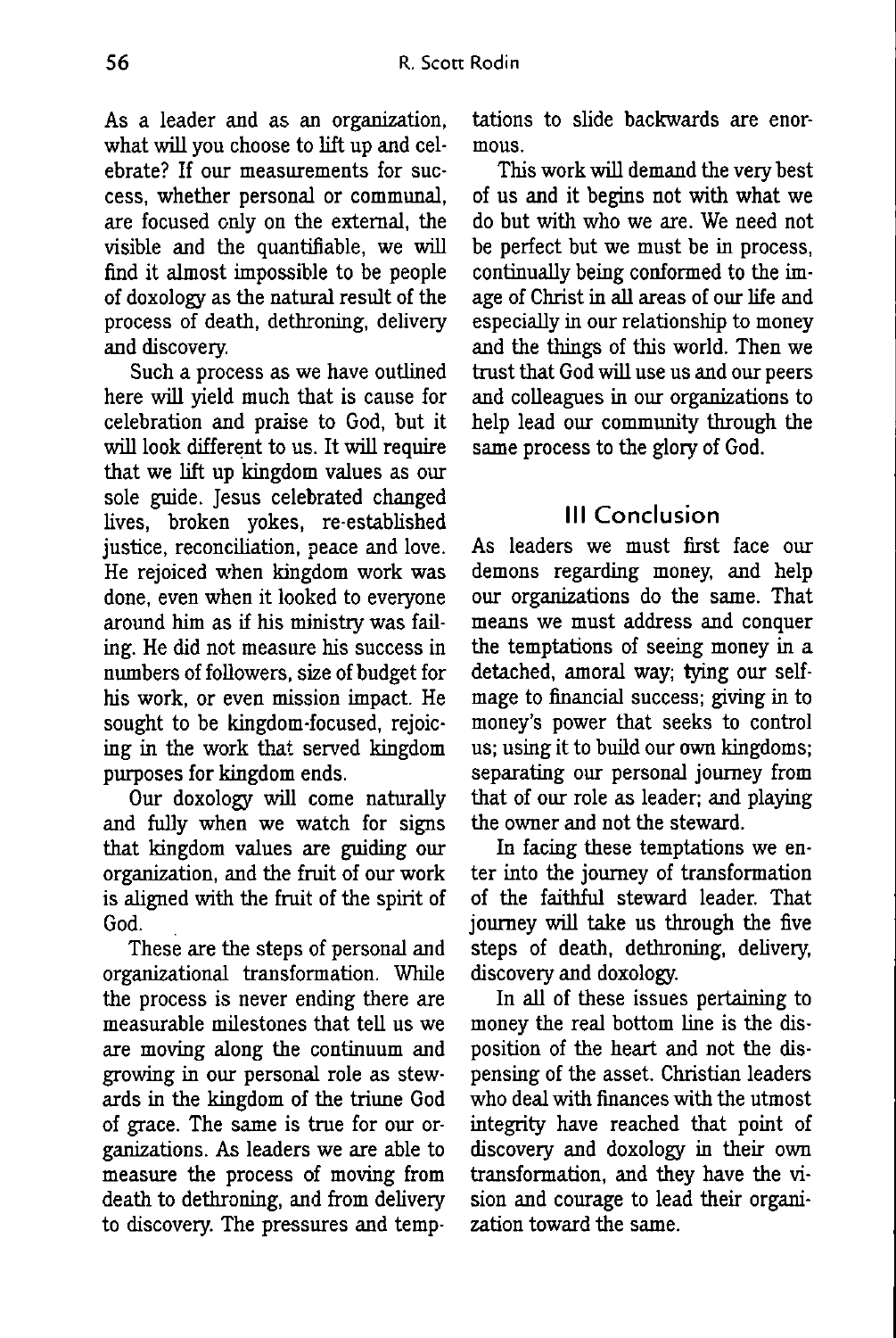As a leader and as an organization, what will you choose to lift up and celebrate? If our measurements for success, whether personal or communal, are focused only on the external, the visible and the quantifiable, we will find it almost impossible to be people of doxology as the natural result of the process of death, dethroning, delivery and discovery.

Such a process as we have outlined here will yield much that is cause for celebration and praise to God, but it will look different to us. It will require that we lift up kingdom values as our sole guide. Jesus celebrated changed lives, broken yokes, re-established justice, reconciliation, peace and love. He rejoiced when kingdom work was done, even when it looked to everyone around him as if his ministry was failing. He did not measure his success in numbers of followers, size of budget for his work, or even mission impact. He sought to be kingdom-focused, rejoicing in the work that served kingdom purposes for kingdom ends.

Our doxology will come naturally and fully when we watch for signs that kingdom values are guiding our organization, and the fruit of our work is aligned with the fruit of the spirit of God.

These are the steps of personal and organizational transformation. While the process is never ending there are measurable milestones that tell us we are moving along the continuum and growing in our personal role as stewards in the kingdom of the triune God of grace. The same is true for our organizations. As leaders we are able to measure the process of moving from death to dethroning, and from delivery to discovery. The pressures and temptations to slide backwards are enormous.

This work will demand the very best of us and it begins not with what we do but with who we are. We need not be perfect but we must be in process, continually being conformed to the image of Christ in all areas of our life and especially in our relationship to money and the things of this world. Then we trust that God will use us and our peers and colleagues in our organizations to help lead our community through the same process to the glory of God.

## III Conclusion

As leaders we must first face our demons regarding money, and help our organizations do the same. That means we must address and conquer the temptations of seeing money in a detached, amoral way; tying our selfimage to financial success; giving in to money's power that seeks to control us; using it to build our own kingdoms; separating our personal journey from that of our role as leader; and playing the owner and not the steward.

In facing these temptations we enter into the journey of transformation of the faithful steward leader. That journey will take us through the five steps of death, dethroning, delivery, discovery and doxology.

In all of these issues pertaining to money the real bottom line is the disposition of the heart and not the dispensing of the asset. Christian leaders who deal with finances with the utmost integrity have reached that point of discovery and doxology in their own transformation, and they have the vision and courage to lead their organization toward the same.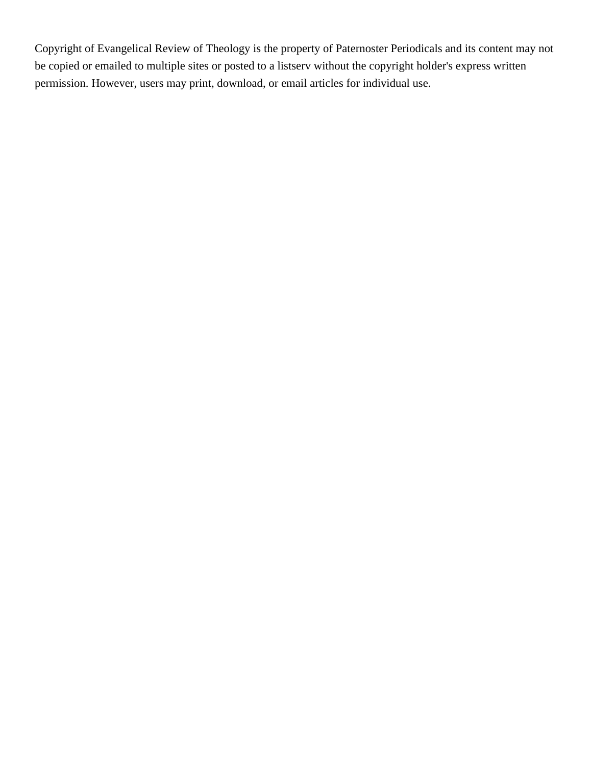Copyright of Evangelical Review of Theology is the property of Paternoster Periodicals and its content may not be copied or emailed to multiple sites or posted to a listserv without the copyright holder's express written permission. However, users may print, download, or email articles for individual use.